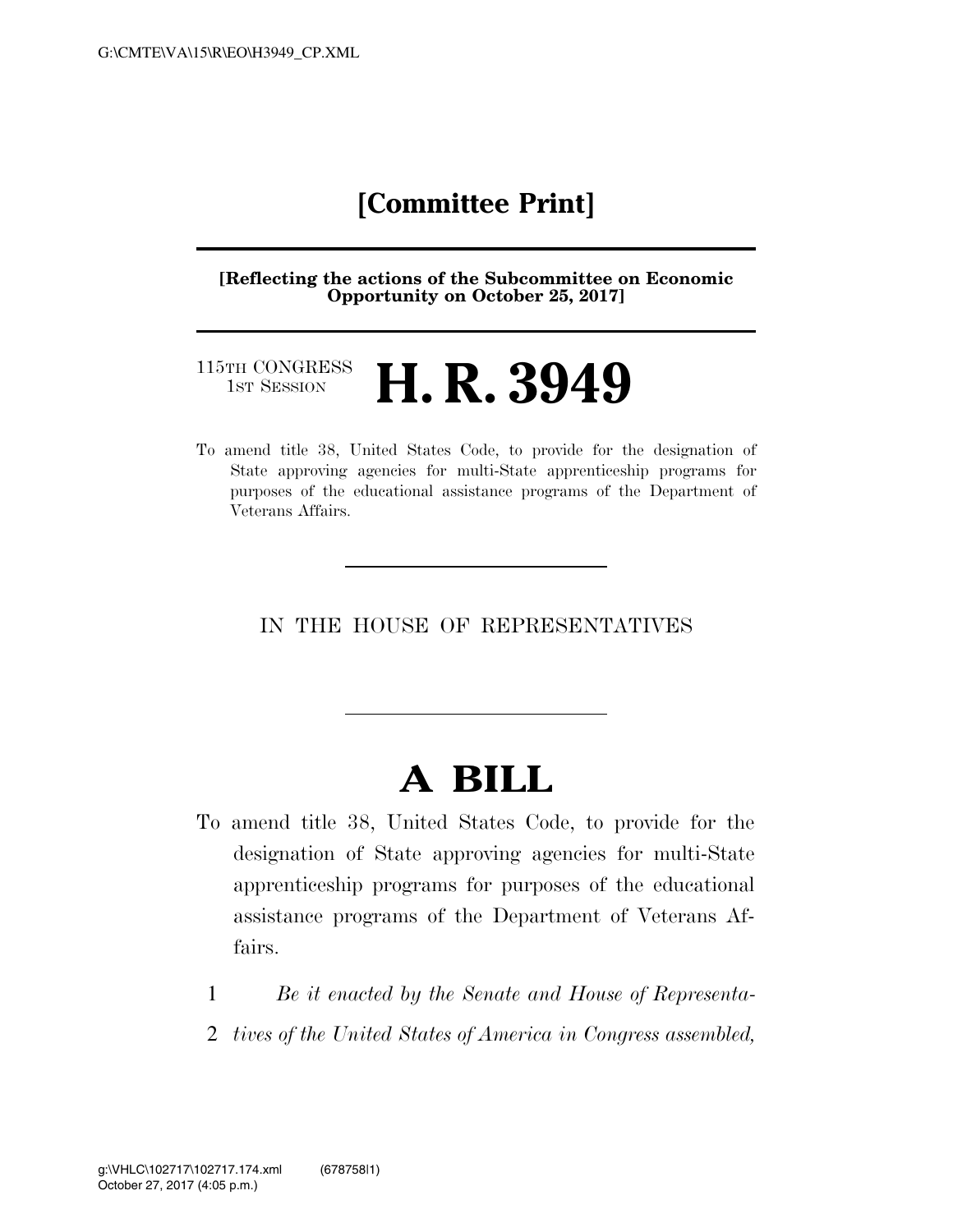# [Committee Print]

**[Reflecting the actions of the Subcommittee on Economic Opportunity on October 25, 2017]**

115TH CONGRESS
1ST SESSION

# H. R. 3949

To amend title 38, United States Code, to provide for the designation of State approving agencies for multi-State apprenticeship programs for purposes of the educational assistance programs of the Department of Veterans Affairs.

IN THE HOUSE OF REPRESENTATIVES

# A BILL

To amend title 38, United States Code, to provide for the designation of State approving agencies for multi-State apprenticeship programs for purposes of the educational assistance programs of the Department of Veterans Affairs.

1 *Be it enacted by the Senate and House of Representa-*
2 *tives of the United States of America in Congress assembled,*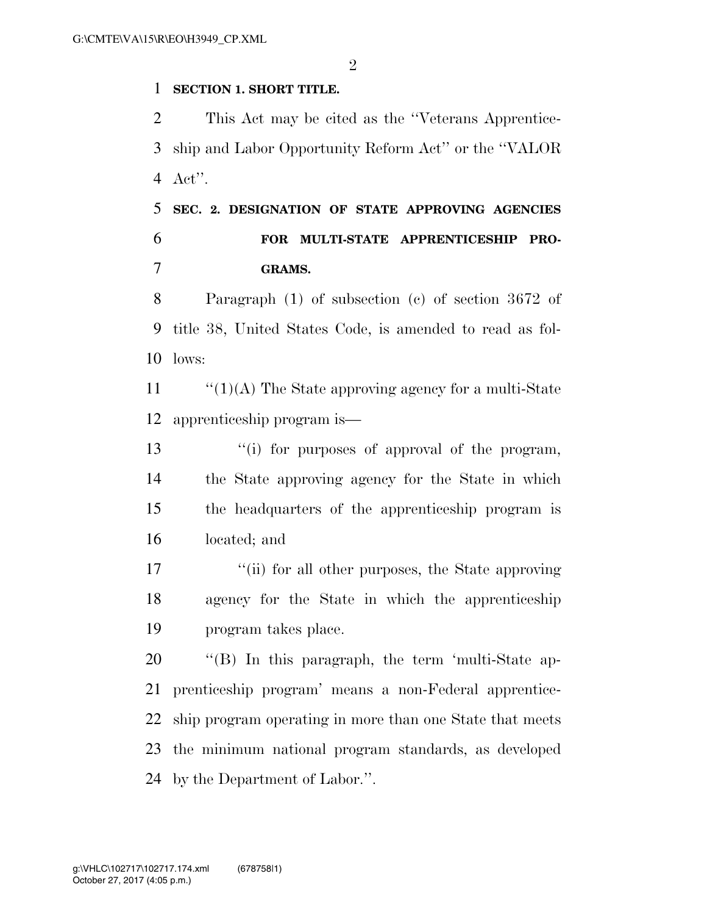**SECTION 1. SHORT TITLE.**

This Act may be cited as the "Veterans Apprenticeship and Labor Opportunity Reform Act" or the "VALOR Act".

**SEC. 2. DESIGNATION OF STATE APPROVING AGENCIES FOR MULTI-STATE APPRENTICESHIP PROGRAMS.**

Paragraph (1) of subsection (c) of section 3672 of title 38, United States Code, is amended to read as follows:

"(1)(A) The State approving agency for a multi-State apprenticeship program is—

"(i) for purposes of approval of the program, the State approving agency for the State in which the headquarters of the apprenticeship program is located; and

"(ii) for all other purposes, the State approving agency for the State in which the apprenticeship program takes place.

"(B) In this paragraph, the term 'multi-State apprenticeship program' means a non-Federal apprenticeship program operating in more than one State that meets the minimum national program standards, as developed by the Department of Labor.".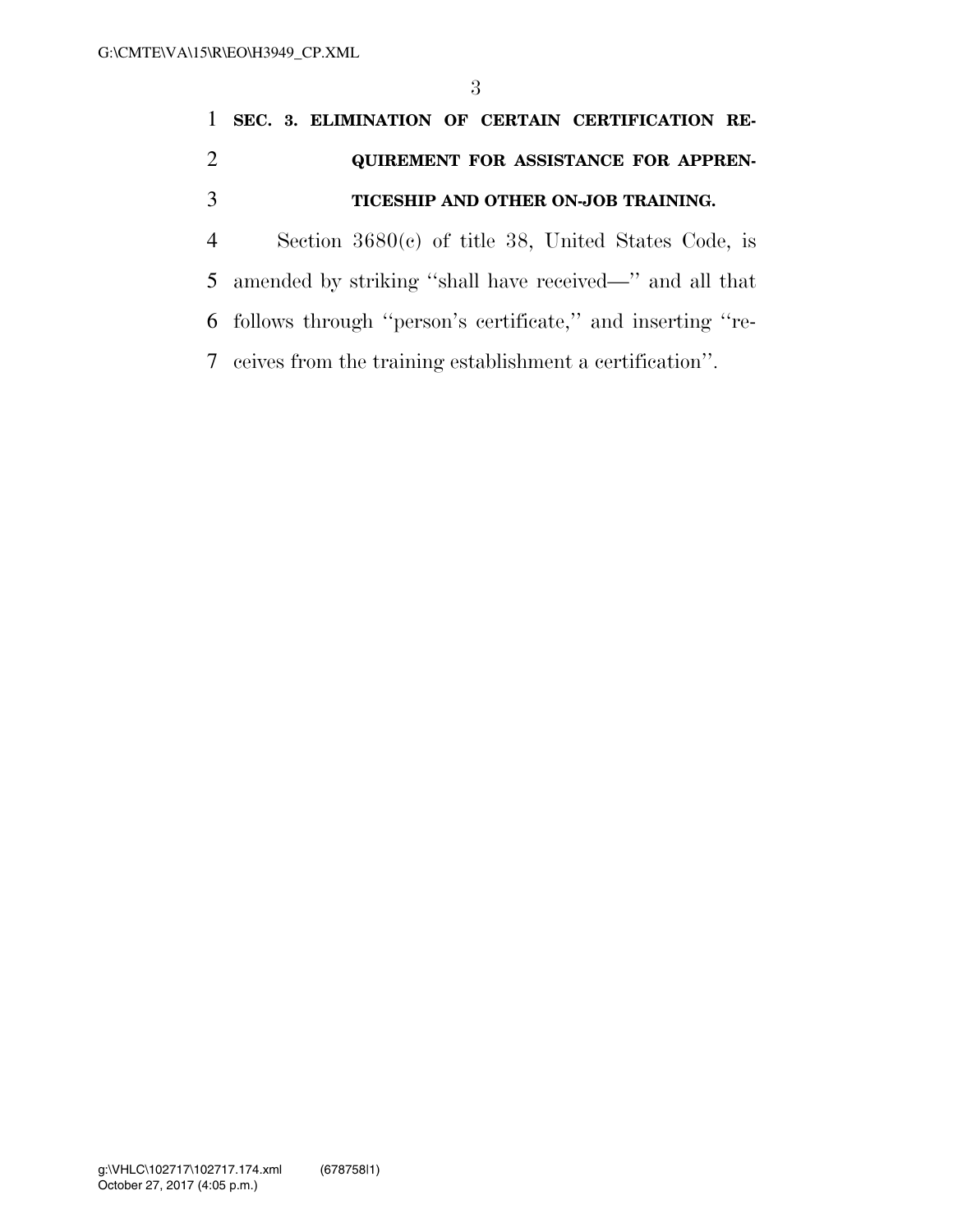**SEC. 3. ELIMINATION OF CERTAIN CERTIFICATION REQUIREMENT FOR ASSISTANCE FOR APPRENTICESHIP AND OTHER ON-JOB TRAINING.**

Section 3680(c) of title 38, United States Code, is amended by striking ''shall have received—'' and all that follows through ''person's certificate,'' and inserting ''receives from the training establishment a certification''.